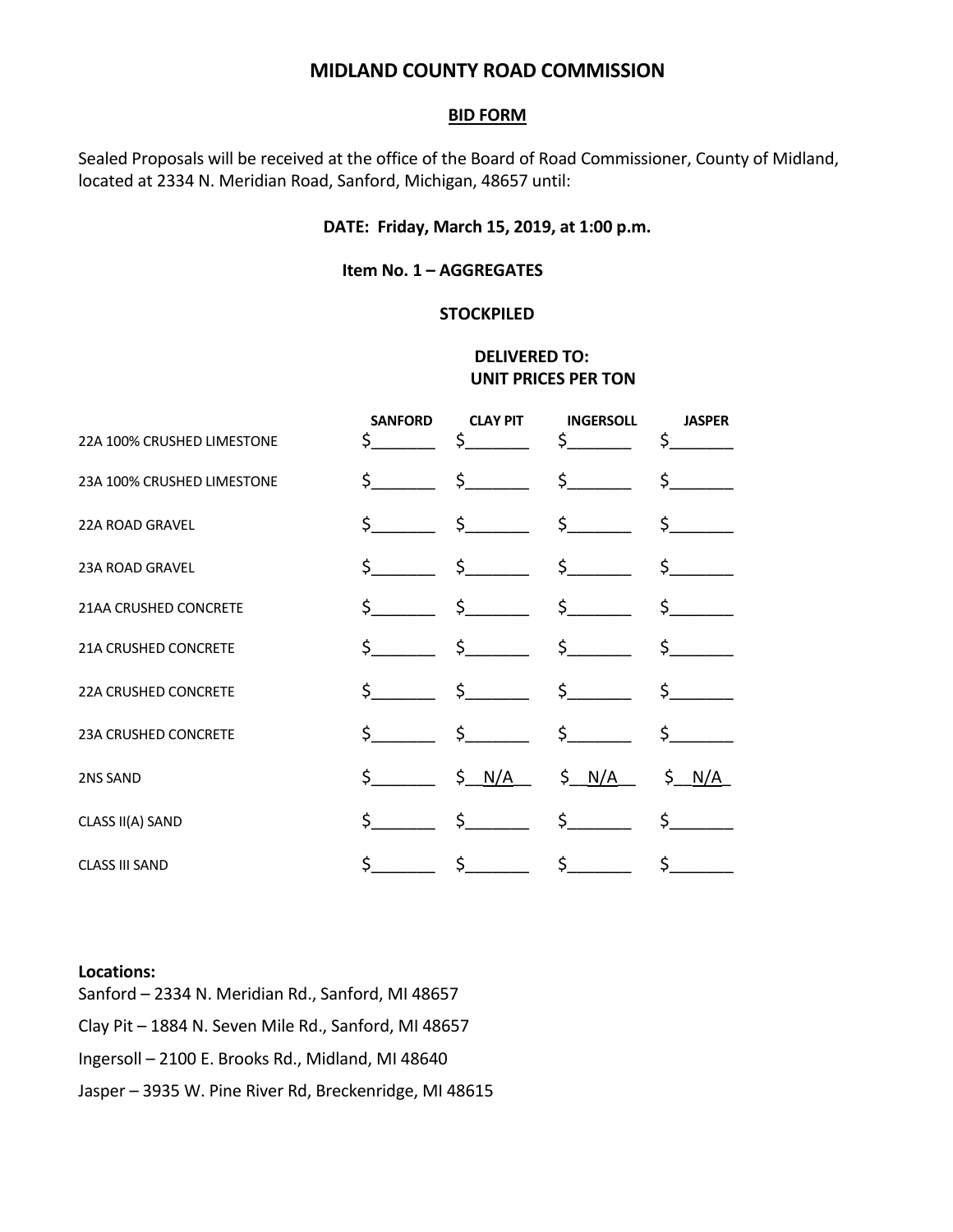# MIDLAND COUNTY ROAD COMMISSION

## BID FORM

Sealed Proposals will be received at the office of the Board of Road Commissioner, County of Midland, located at 2334 N. Meridian Road, Sanford, Michigan, 48657 until:

**DATE: Friday, March 15, 2019, at 1:00 p.m.**

**Item No. 1 – AGGREGATES**

**STOCKPILED**

**DELIVERED TO:**
**UNIT PRICES PER TON**

| | SANFORD | CLAY PIT | INGERSOLL | JASPER |
|---|---|---|---|---|
| 22A 100% CRUSHED LIMESTONE | $_______ | $_______ | $_______ | $_______ |
| 23A 100% CRUSHED LIMESTONE | $_______ | $_______ | $_______ | $_______ |
| 22A ROAD GRAVEL | $_______ | $_______ | $_______ | $_______ |
| 23A ROAD GRAVEL | $_______ | $_______ | $_______ | $_______ |
| 21AA CRUSHED CONCRETE | $_______ | $_______ | $_______ | $_______ |
| 21A CRUSHED CONCRETE | $_______ | $_______ | $_______ | $_______ |
| 22A CRUSHED CONCRETE | $_______ | $_______ | $_______ | $_______ |
| 23A CRUSHED CONCRETE | $_______ | $_______ | $_______ | $_______ |
| 2NS SAND | $_______ | $ N/A | $ N/A | $ N/A |
| CLASS II(A) SAND | $_______ | $_______ | $_______ | $_______ |
| CLASS III SAND | $_______ | $_______ | $_______ | $_______ |

**Locations:**

Sanford – 2334 N. Meridian Rd., Sanford, MI 48657

Clay Pit – 1884 N. Seven Mile Rd., Sanford, MI 48657

Ingersoll – 2100 E. Brooks Rd., Midland, MI 48640

Jasper – 3935 W. Pine River Rd, Breckenridge, MI 48615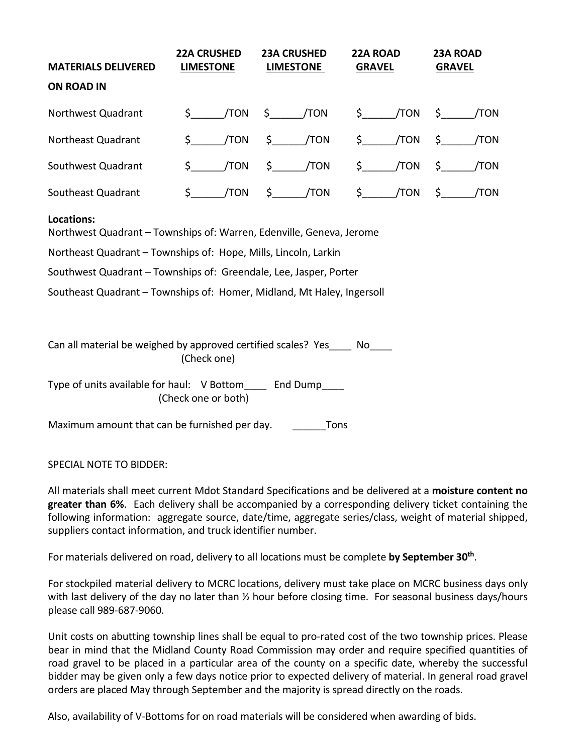| MATERIALS DELIVERED ON ROAD IN | 22A CRUSHED LIMESTONE | 23A CRUSHED LIMESTONE | 22A ROAD GRAVEL | 23A ROAD GRAVEL |
|---|---|---|---|---|
| Northwest Quadrant | $______/TON | $______/TON | $______/TON | $______/TON |
| Northeast Quadrant | $______/TON | $______/TON | $______/TON | $______/TON |
| Southwest Quadrant | $______/TON | $______/TON | $______/TON | $______/TON |
| Southeast Quadrant | $______/TON | $______/TON | $______/TON | $______/TON |

**Locations:**

Northwest Quadrant – Townships of: Warren, Edenville, Geneva, Jerome

Northeast Quadrant – Townships of: Hope, Mills, Lincoln, Larkin

Southwest Quadrant – Townships of: Greendale, Lee, Jasper, Porter

Southeast Quadrant – Townships of: Homer, Midland, Mt Haley, Ingersoll

Can all material be weighed by approved certified scales? Yes____ No____
(Check one)

Type of units available for haul: V Bottom____ End Dump____
(Check one or both)

Maximum amount that can be furnished per day. ______Tons

SPECIAL NOTE TO BIDDER:

All materials shall meet current Mdot Standard Specifications and be delivered at a **moisture content no greater than 6%**. Each delivery shall be accompanied by a corresponding delivery ticket containing the following information: aggregate source, date/time, aggregate series/class, weight of material shipped, suppliers contact information, and truck identifier number.

For materials delivered on road, delivery to all locations must be complete **by September 30th**.

For stockpiled material delivery to MCRC locations, delivery must take place on MCRC business days only with last delivery of the day no later than ½ hour before closing time. For seasonal business days/hours please call 989-687-9060.

Unit costs on abutting township lines shall be equal to pro-rated cost of the two township prices. Please bear in mind that the Midland County Road Commission may order and require specified quantities of road gravel to be placed in a particular area of the county on a specific date, whereby the successful bidder may be given only a few days notice prior to expected delivery of material. In general road gravel orders are placed May through September and the majority is spread directly on the roads.

Also, availability of V-Bottoms for on road materials will be considered when awarding of bids.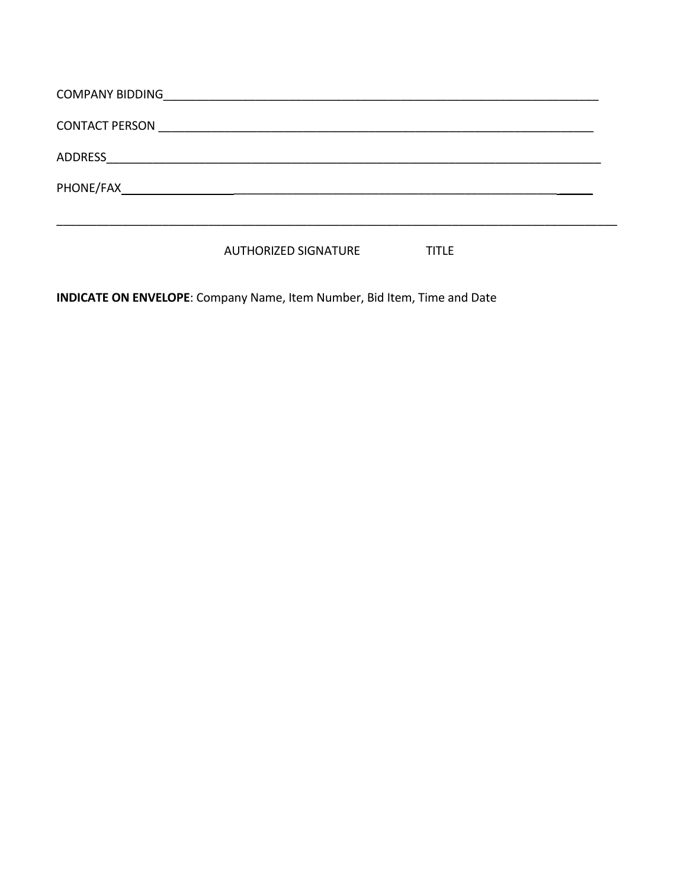COMPANY BIDDING_______________________________________________________________

CONTACT PERSON ______________________________________________________________

ADDRESS______________________________________________________________________

PHONE/FAX____________________________________________________________________

_____________________________________________________________________________

AUTHORIZED SIGNATURE TITLE

**INDICATE ON ENVELOPE**: Company Name, Item Number, Bid Item, Time and Date